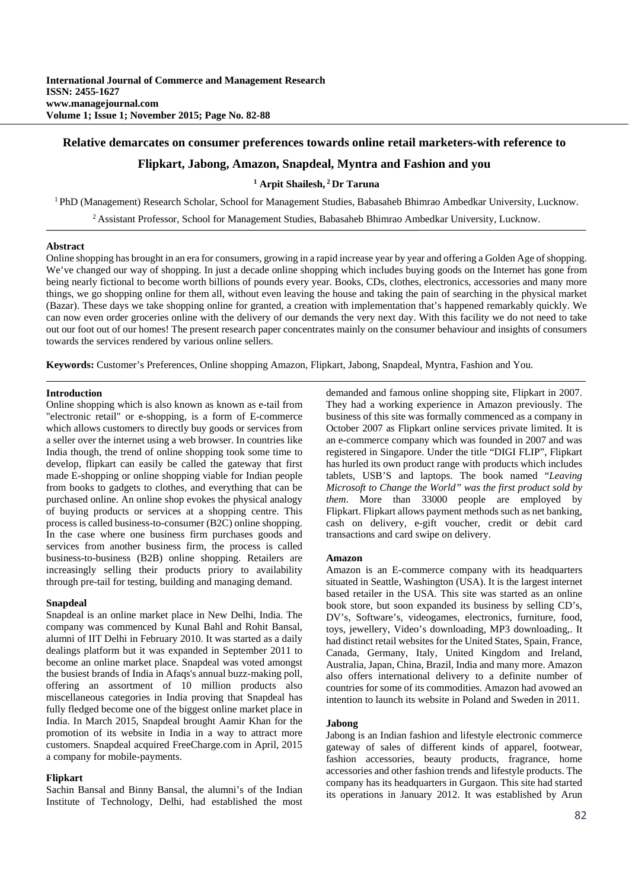# Relative demarcates on consumer preferences towards online retail marketers-with reference to Flipkart, Jabong, Amazon, Snapdeal, Myntra and Fashion and you

**[1] Arpit Shailesh, [2] Dr Taruna**

[1] PhD (Management) Research Scholar, School for Management Studies, Babasaheb Bhimrao Ambedkar University, Lucknow.

[2] Assistant Professor, School for Management Studies, Babasaheb Bhimrao Ambedkar University, Lucknow.

## Abstract

Online shopping has brought in an era for consumers, growing in a rapid increase year by year and offering a Golden Age of shopping. We've changed our way of shopping. In just a decade online shopping which includes buying goods on the Internet has gone from being nearly fictional to become worth billions of pounds every year. Books, CDs, clothes, electronics, accessories and many more things, we go shopping online for them all, without even leaving the house and taking the pain of searching in the physical market (Bazar). These days we take shopping online for granted, a creation with implementation that's happened remarkably quickly. We can now even order groceries online with the delivery of our demands the very next day. With this facility we do not need to take out our foot out of our homes! The present research paper concentrates mainly on the consumer behaviour and insights of consumers towards the services rendered by various online sellers.

**Keywords:** Customer's Preferences, Online shopping Amazon, Flipkart, Jabong, Snapdeal, Myntra, Fashion and You.

## Introduction

Online shopping which is also known as known as e-tail from "electronic retail" or e-shopping, is a form of E-commerce which allows customers to directly buy goods or services from a seller over the internet using a web browser. In countries like India though, the trend of online shopping took some time to develop, flipkart can easily be called the gateway that first made E-shopping or online shopping viable for Indian people from books to gadgets to clothes, and everything that can be purchased online. An online shop evokes the physical analogy of buying products or services at a shopping centre. This process is called business-to-consumer (B2C) online shopping. In the case where one business firm purchases goods and services from another business firm, the process is called business-to-business (B2B) online shopping. Retailers are increasingly selling their products priory to availability through pre-tail for testing, building and managing demand.

### Snapdeal

Snapdeal is an online market place in New Delhi, India. The company was commenced by Kunal Bahl and Rohit Bansal, alumni of IIT Delhi in February 2010. It was started as a daily dealings platform but it was expanded in September 2011 to become an online market place. Snapdeal was voted amongst the busiest brands of India in Afaqs's annual buzz-making poll, offering an assortment of 10 million products also miscellaneous categories in India proving that Snapdeal has fully fledged become one of the biggest online market place in India. In March 2015, Snapdeal brought Aamir Khan for the promotion of its website in India in a way to attract more customers. Snapdeal acquired FreeCharge.com in April, 2015 a company for mobile-payments.

### Flipkart

Sachin Bansal and Binny Bansal, the alumni's of the Indian Institute of Technology, Delhi, had established the most demanded and famous online shopping site, Flipkart in 2007. They had a working experience in Amazon previously. The business of this site was formally commenced as a company in October 2007 as Flipkart online services private limited. It is an e-commerce company which was founded in 2007 and was registered in Singapore. Under the title "DIGI FLIP", Flipkart has hurled its own product range with products which includes tablets, USB'S and laptops. The book named *"Leaving Microsoft to Change the World" was the first product sold by them*. More than 33000 people are employed by Flipkart. Flipkart allows payment methods such as net banking, cash on delivery, e-gift voucher, credit or debit card transactions and card swipe on delivery.

### Amazon

Amazon is an E-commerce company with its headquarters situated in Seattle, Washington (USA). It is the largest internet based retailer in the USA. This site was started as an online book store, but soon expanded its business by selling CD's, DV's, Software's, videogames, electronics, furniture, food, toys, jewellery, Video's downloading, MP3 downloading,. It had distinct retail websites for the United States, Spain, France, Canada, Germany, Italy, United Kingdom and Ireland, Australia, Japan, China, Brazil, India and many more. Amazon also offers international delivery to a definite number of countries for some of its commodities. Amazon had avowed an intention to launch its website in Poland and Sweden in 2011.

### Jabong

Jabong is an Indian fashion and lifestyle electronic commerce gateway of sales of different kinds of apparel, footwear, fashion accessories, beauty products, fragrance, home accessories and other fashion trends and lifestyle products. The company has its headquarters in Gurgaon. This site had started its operations in January 2012. It was established by Arun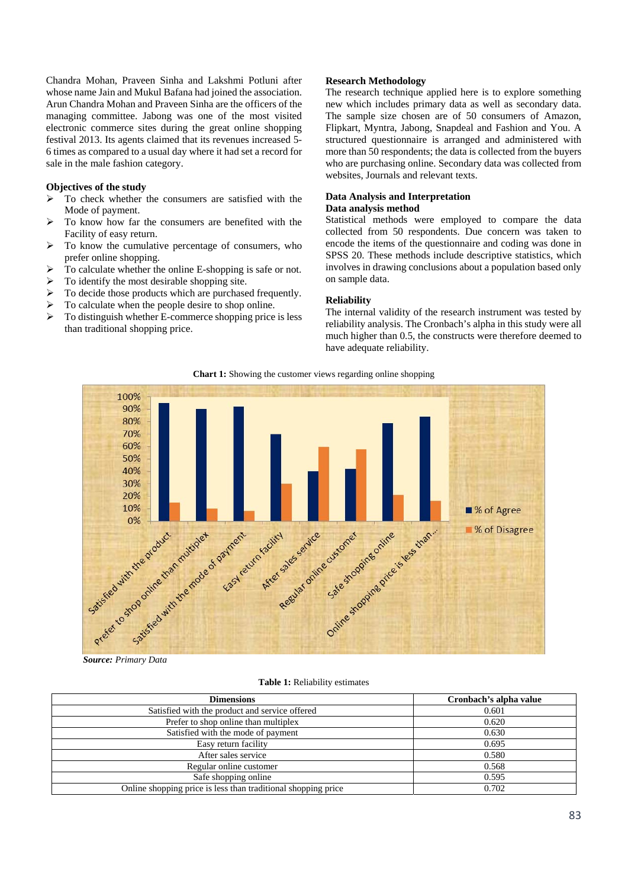Chandra Mohan, Praveen Sinha and Lakshmi Potluni after whose name Jain and Mukul Bafana had joined the association. Arun Chandra Mohan and Praveen Sinha are the officers of the managing committee. Jabong was one of the most visited electronic commerce sites during the great online shopping festival 2013. Its agents claimed that its revenues increased 5-6 times as compared to a usual day where it had set a record for sale in the male fashion category.

### Objectives of the study

- To check whether the consumers are satisfied with the Mode of payment.
- To know how far the consumers are benefited with the Facility of easy return.
- To know the cumulative percentage of consumers, who prefer online shopping.
- To calculate whether the online E-shopping is safe or not.
- To identify the most desirable shopping site.
- To decide those products which are purchased frequently.
- To calculate when the people desire to shop online.
- To distinguish whether E-commerce shopping price is less than traditional shopping price.

### Research Methodology

The research technique applied here is to explore something new which includes primary data as well as secondary data. The sample size chosen are of 50 consumers of Amazon, Flipkart, Myntra, Jabong, Snapdeal and Fashion and You. A structured questionnaire is arranged and administered with more than 50 respondents; the data is collected from the buyers who are purchasing online. Secondary data was collected from websites, Journals and relevant texts.

### Data Analysis and Interpretation

#### Data analysis method

Statistical methods were employed to compare the data collected from 50 respondents. Due concern was taken to encode the items of the questionnaire and coding was done in SPSS 20. These methods include descriptive statistics, which involves in drawing conclusions about a population based only on sample data.

#### Reliability

The internal validity of the research instrument was tested by reliability analysis. The Cronbach's alpha in this study were all much higher than 0.5, the constructs were therefore deemed to have adequate reliability.

**Chart 1:** Showing the customer views regarding online shopping

***Source:*** *Primary Data*

**Table 1:** Reliability estimates

| Dimensions | Cronbach's alpha value |
|---|---|
| Satisfied with the product and service offered | 0.601 |
| Prefer to shop online than multiplex | 0.620 |
| Satisfied with the mode of payment | 0.630 |
| Easy return facility | 0.695 |
| After sales service | 0.580 |
| Regular online customer | 0.568 |
| Safe shopping online | 0.595 |
| Online shopping price is less than traditional shopping price | 0.702 |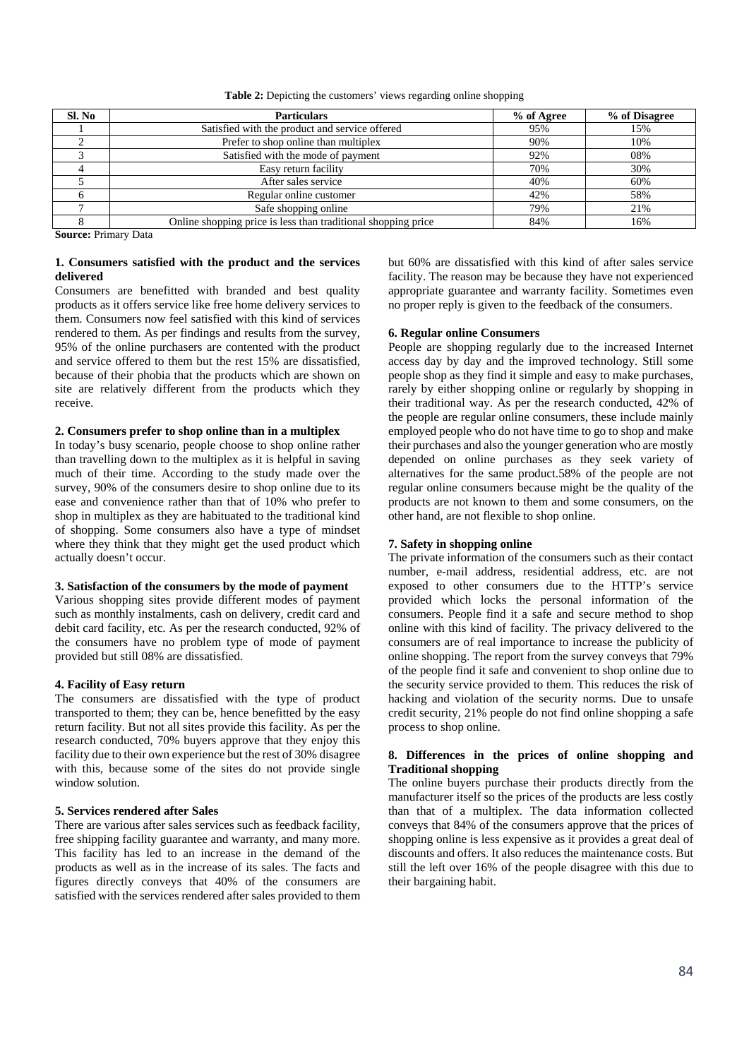**Table 2:** Depicting the customers' views regarding online shopping

| Sl. No | Particulars | % of Agree | % of Disagree |
|---|---|---|---|
| 1 | Satisfied with the product and service offered | 95% | 15% |
| 2 | Prefer to shop online than multiplex | 90% | 10% |
| 3 | Satisfied with the mode of payment | 92% | 08% |
| 4 | Easy return facility | 70% | 30% |
| 5 | After sales service | 40% | 60% |
| 6 | Regular online customer | 42% | 58% |
| 7 | Safe shopping online | 79% | 21% |
| 8 | Online shopping price is less than traditional shopping price | 84% | 16% |

**Source:** Primary Data

**1. Consumers satisfied with the product and the services delivered**

Consumers are benefitted with branded and best quality products as it offers service like free home delivery services to them. Consumers now feel satisfied with this kind of services rendered to them. As per findings and results from the survey, 95% of the online purchasers are contented with the product and service offered to them but the rest 15% are dissatisfied, because of their phobia that the products which are shown on site are relatively different from the products which they receive.

**2. Consumers prefer to shop online than in a multiplex**

In today's busy scenario, people choose to shop online rather than travelling down to the multiplex as it is helpful in saving much of their time. According to the study made over the survey, 90% of the consumers desire to shop online due to its ease and convenience rather than that of 10% who prefer to shop in multiplex as they are habituated to the traditional kind of shopping. Some consumers also have a type of mindset where they think that they might get the used product which actually doesn't occur.

**3. Satisfaction of the consumers by the mode of payment**

Various shopping sites provide different modes of payment such as monthly instalments, cash on delivery, credit card and debit card facility, etc. As per the research conducted, 92% of the consumers have no problem type of mode of payment provided but still 08% are dissatisfied.

**4. Facility of Easy return**

The consumers are dissatisfied with the type of product transported to them; they can be, hence benefitted by the easy return facility. But not all sites provide this facility. As per the research conducted, 70% buyers approve that they enjoy this facility due to their own experience but the rest of 30% disagree with this, because some of the sites do not provide single window solution.

**5. Services rendered after Sales**

There are various after sales services such as feedback facility, free shipping facility guarantee and warranty, and many more. This facility has led to an increase in the demand of the products as well as in the increase of its sales. The facts and figures directly conveys that 40% of the consumers are satisfied with the services rendered after sales provided to them but 60% are dissatisfied with this kind of after sales service facility. The reason may be because they have not experienced appropriate guarantee and warranty facility. Sometimes even no proper reply is given to the feedback of the consumers.

**6. Regular online Consumers**

People are shopping regularly due to the increased Internet access day by day and the improved technology. Still some people shop as they find it simple and easy to make purchases, rarely by either shopping online or regularly by shopping in their traditional way. As per the research conducted, 42% of the people are regular online consumers, these include mainly employed people who do not have time to go to shop and make their purchases and also the younger generation who are mostly depended on online purchases as they seek variety of alternatives for the same product.58% of the people are not regular online consumers because might be the quality of the products are not known to them and some consumers, on the other hand, are not flexible to shop online.

**7. Safety in shopping online**

The private information of the consumers such as their contact number, e-mail address, residential address, etc. are not exposed to other consumers due to the HTTP's service provided which locks the personal information of the consumers. People find it a safe and secure method to shop online with this kind of facility. The privacy delivered to the consumers are of real importance to increase the publicity of online shopping. The report from the survey conveys that 79% of the people find it safe and convenient to shop online due to the security service provided to them. This reduces the risk of hacking and violation of the security norms. Due to unsafe credit security, 21% people do not find online shopping a safe process to shop online.

**8. Differences in the prices of online shopping and Traditional shopping**

The online buyers purchase their products directly from the manufacturer itself so the prices of the products are less costly than that of a multiplex. The data information collected conveys that 84% of the consumers approve that the prices of shopping online is less expensive as it provides a great deal of discounts and offers. It also reduces the maintenance costs. But still the left over 16% of the people disagree with this due to their bargaining habit.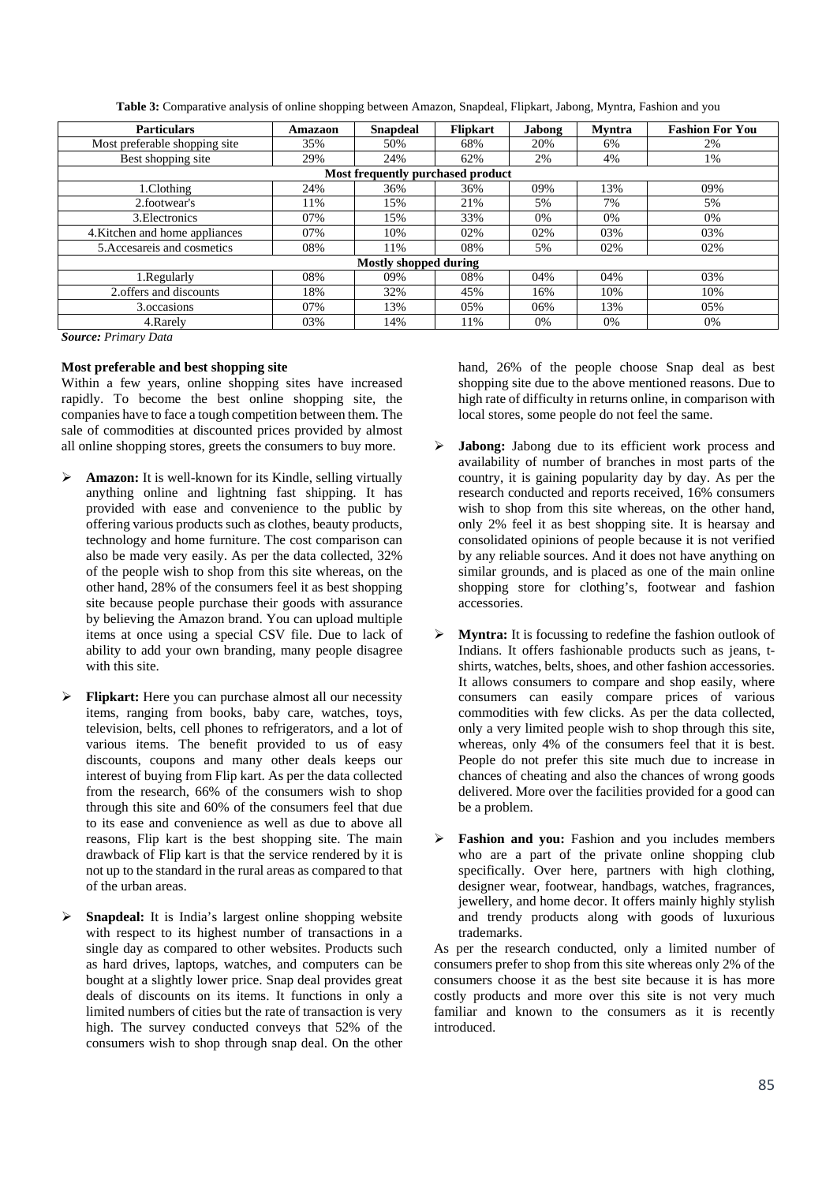**Table 3:** Comparative analysis of online shopping between Amazon, Snapdeal, Flipkart, Jabong, Myntra, Fashion and you

| Particulars | Amazaon | Snapdeal | Flipkart | Jabong | Myntra | Fashion For You |
|---|---|---|---|---|---|---|
| Most preferable shopping site | 35% | 50% | 68% | 20% | 6% | 2% |
| Best shopping site | 29% | 24% | 62% | 2% | 4% | 1% |
| **Most frequently purchased product** | | | | | | |
| 1.Clothing | 24% | 36% | 36% | 09% | 13% | 09% |
| 2.footwear's | 11% | 15% | 21% | 5% | 7% | 5% |
| 3.Electronics | 07% | 15% | 33% | 0% | 0% | 0% |
| 4.Kitchen and home appliances | 07% | 10% | 02% | 02% | 03% | 03% |
| 5.Accesareis and cosmetics | 08% | 11% | 08% | 5% | 02% | 02% |
| **Mostly shopped during** | | | | | | |
| 1.Regularly | 08% | 09% | 08% | 04% | 04% | 03% |
| 2.offers and discounts | 18% | 32% | 45% | 16% | 10% | 10% |
| 3.occasions | 07% | 13% | 05% | 06% | 13% | 05% |
| 4.Rarely | 03% | 14% | 11% | 0% | 0% | 0% |

***Source:*** *Primary Data*

**Most preferable and best shopping site**

Within a few years, online shopping sites have increased rapidly. To become the best online shopping site, the companies have to face a tough competition between them. The sale of commodities at discounted prices provided by almost all online shopping stores, greets the consumers to buy more.

- **Amazon:** It is well-known for its Kindle, selling virtually anything online and lightning fast shipping. It has provided with ease and convenience to the public by offering various products such as clothes, beauty products, technology and home furniture. The cost comparison can also be made very easily. As per the data collected, 32% of the people wish to shop from this site whereas, on the other hand, 28% of the consumers feel it as best shopping site because people purchase their goods with assurance by believing the Amazon brand. You can upload multiple items at once using a special CSV file. Due to lack of ability to add your own branding, many people disagree with this site.
- **Flipkart:** Here you can purchase almost all our necessity items, ranging from books, baby care, watches, toys, television, belts, cell phones to refrigerators, and a lot of various items. The benefit provided to us of easy discounts, coupons and many other deals keeps our interest of buying from Flip kart. As per the data collected from the research, 66% of the consumers wish to shop through this site and 60% of the consumers feel that due to its ease and convenience as well as due to above all reasons, Flip kart is the best shopping site. The main drawback of Flip kart is that the service rendered by it is not up to the standard in the rural areas as compared to that of the urban areas.
- **Snapdeal:** It is India's largest online shopping website with respect to its highest number of transactions in a single day as compared to other websites. Products such as hard drives, laptops, watches, and computers can be bought at a slightly lower price. Snap deal provides great deals of discounts on its items. It functions in only a limited numbers of cities but the rate of transaction is very high. The survey conducted conveys that 52% of the consumers wish to shop through snap deal. On the other hand, 26% of the people choose Snap deal as best shopping site due to the above mentioned reasons. Due to high rate of difficulty in returns online, in comparison with local stores, some people do not feel the same.
- **Jabong:** Jabong due to its efficient work process and availability of number of branches in most parts of the country, it is gaining popularity day by day. As per the research conducted and reports received, 16% consumers wish to shop from this site whereas, on the other hand, only 2% feel it as best shopping site. It is hearsay and consolidated opinions of people because it is not verified by any reliable sources. And it does not have anything on similar grounds, and is placed as one of the main online shopping store for clothing's, footwear and fashion accessories.
- **Myntra:** It is focussing to redefine the fashion outlook of Indians. It offers fashionable products such as jeans, t-shirts, watches, belts, shoes, and other fashion accessories. It allows consumers to compare and shop easily, where consumers can easily compare prices of various commodities with few clicks. As per the data collected, only a very limited people wish to shop through this site, whereas, only 4% of the consumers feel that it is best. People do not prefer this site much due to increase in chances of cheating and also the chances of wrong goods delivered. More over the facilities provided for a good can be a problem.
- **Fashion and you:** Fashion and you includes members who are a part of the private online shopping club specifically. Over here, partners with high clothing, designer wear, footwear, handbags, watches, fragrances, jewellery, and home decor. It offers mainly highly stylish and trendy products along with goods of luxurious trademarks.

As per the research conducted, only a limited number of consumers prefer to shop from this site whereas only 2% of the consumers choose it as the best site because it is has more costly products and more over this site is not very much familiar and known to the consumers as it is recently introduced.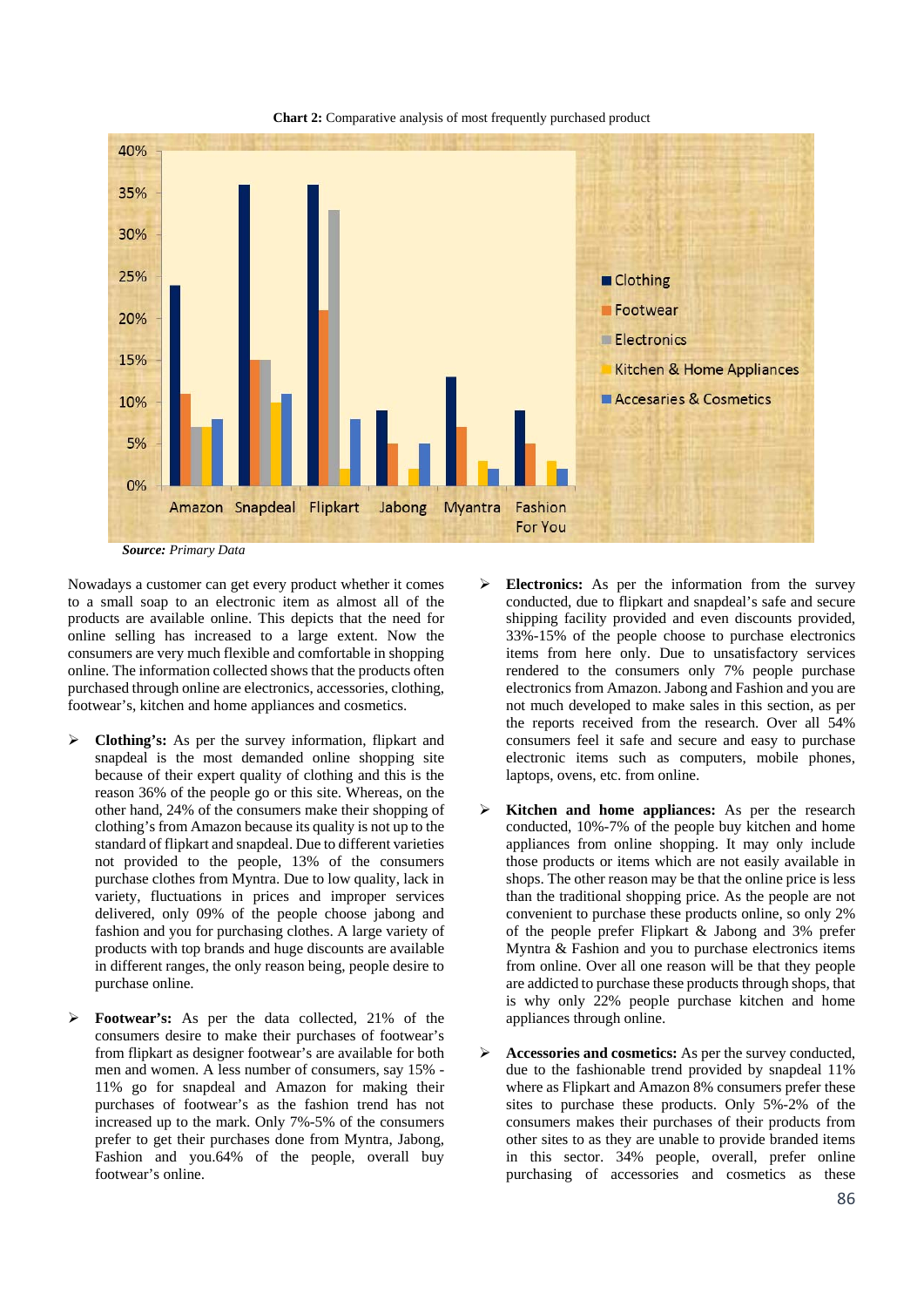**Chart 2:** Comparative analysis of most frequently purchased product

***Source:*** *Primary Data*

Nowadays a customer can get every product whether it comes to a small soap to an electronic item as almost all of the products are available online. This depicts that the need for online selling has increased to a large extent. Now the consumers are very much flexible and comfortable in shopping online. The information collected shows that the products often purchased through online are electronics, accessories, clothing, footwear's, kitchen and home appliances and cosmetics.

- **Clothing's:** As per the survey information, flipkart and snapdeal is the most demanded online shopping site because of their expert quality of clothing and this is the reason 36% of the people go or this site. Whereas, on the other hand, 24% of the consumers make their shopping of clothing's from Amazon because its quality is not up to the standard of flipkart and snapdeal. Due to different varieties not provided to the people, 13% of the consumers purchase clothes from Myntra. Due to low quality, lack in variety, fluctuations in prices and improper services delivered, only 09% of the people choose jabong and fashion and you for purchasing clothes. A large variety of products with top brands and huge discounts are available in different ranges, the only reason being, people desire to purchase online.

- **Footwear's:** As per the data collected, 21% of the consumers desire to make their purchases of footwear's from flipkart as designer footwear's are available for both men and women. A less number of consumers, say 15% - 11% go for snapdeal and Amazon for making their purchases of footwear's as the fashion trend has not increased up to the mark. Only 7%-5% of the consumers prefer to get their purchases done from Myntra, Jabong, Fashion and you.64% of the people, overall buy footwear's online.

- **Electronics:** As per the information from the survey conducted, due to flipkart and snapdeal's safe and secure shipping facility provided and even discounts provided, 33%-15% of the people choose to purchase electronics items from here only. Due to unsatisfactory services rendered to the consumers only 7% people purchase electronics from Amazon. Jabong and Fashion and you are not much developed to make sales in this section, as per the reports received from the research. Over all 54% consumers feel it safe and secure and easy to purchase electronic items such as computers, mobile phones, laptops, ovens, etc. from online.

- **Kitchen and home appliances:** As per the research conducted, 10%-7% of the people buy kitchen and home appliances from online shopping. It may only include those products or items which are not easily available in shops. The other reason may be that the online price is less than the traditional shopping price. As the people are not convenient to purchase these products online, so only 2% of the people prefer Flipkart & Jabong and 3% prefer Myntra & Fashion and you to purchase electronics items from online. Over all one reason will be that they people are addicted to purchase these products through shops, that is why only 22% people purchase kitchen and home appliances through online.

- **Accessories and cosmetics:** As per the survey conducted, due to the fashionable trend provided by snapdeal 11% where as Flipkart and Amazon 8% consumers prefer these sites to purchase these products. Only 5%-2% of the consumers makes their purchases of their products from other sites to as they are unable to provide branded items in this sector. 34% people, overall, prefer online purchasing of accessories and cosmetics as these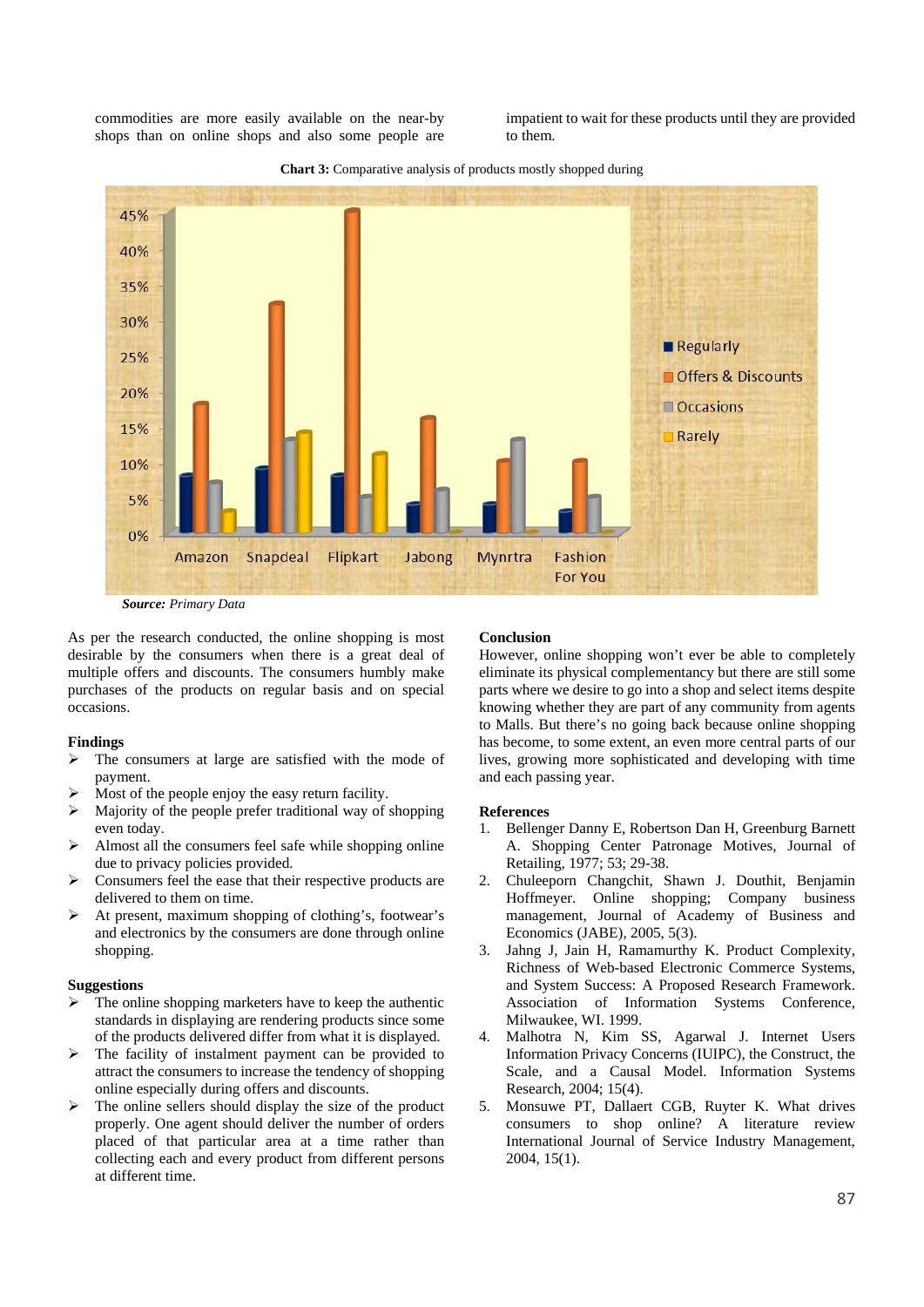commodities are more easily available on the near-by shops than on online shops and also some people are impatient to wait for these products until they are provided to them.

**Chart 3:** Comparative analysis of products mostly shopped during

***Source:*** *Primary Data*

As per the research conducted, the online shopping is most desirable by the consumers when there is a great deal of multiple offers and discounts. The consumers humbly make purchases of the products on regular basis and on special occasions.

**Findings**

- The consumers at large are satisfied with the mode of payment.
- Most of the people enjoy the easy return facility.
- Majority of the people prefer traditional way of shopping even today.
- Almost all the consumers feel safe while shopping online due to privacy policies provided.
- Consumers feel the ease that their respective products are delivered to them on time.
- At present, maximum shopping of clothing's, footwear's and electronics by the consumers are done through online shopping.

**Suggestions**

- The online shopping marketers have to keep the authentic standards in displaying are rendering products since some of the products delivered differ from what it is displayed.
- The facility of instalment payment can be provided to attract the consumers to increase the tendency of shopping online especially during offers and discounts.
- The online sellers should display the size of the product properly. One agent should deliver the number of orders placed of that particular area at a time rather than collecting each and every product from different persons at different time.

**Conclusion**

However, online shopping won't ever be able to completely eliminate its physical complementancy but there are still some parts where we desire to go into a shop and select items despite knowing whether they are part of any community from agents to Malls. But there's no going back because online shopping has become, to some extent, an even more central parts of our lives, growing more sophisticated and developing with time and each passing year.

**References**

1. Bellenger Danny E, Robertson Dan H, Greenburg Barnett A. Shopping Center Patronage Motives, Journal of Retailing, 1977; 53; 29-38.
2. Chuleeporn Changchit, Shawn J. Douthit, Benjamin Hoffmeyer. Online shopping; Company business management, Journal of Academy of Business and Economics (JABE), 2005, 5(3).
3. Jahng J, Jain H, Ramamurthy K. Product Complexity, Richness of Web-based Electronic Commerce Systems, and System Success: A Proposed Research Framework. Association of Information Systems Conference, Milwaukee, WI. 1999.
4. Malhotra N, Kim SS, Agarwal J. Internet Users Information Privacy Concerns (IUIPC), the Construct, the Scale, and a Causal Model. Information Systems Research, 2004; 15(4).
5. Monsuwe PT, Dallaert CGB, Ruyter K. What drives consumers to shop online? A literature review International Journal of Service Industry Management, 2004, 15(1).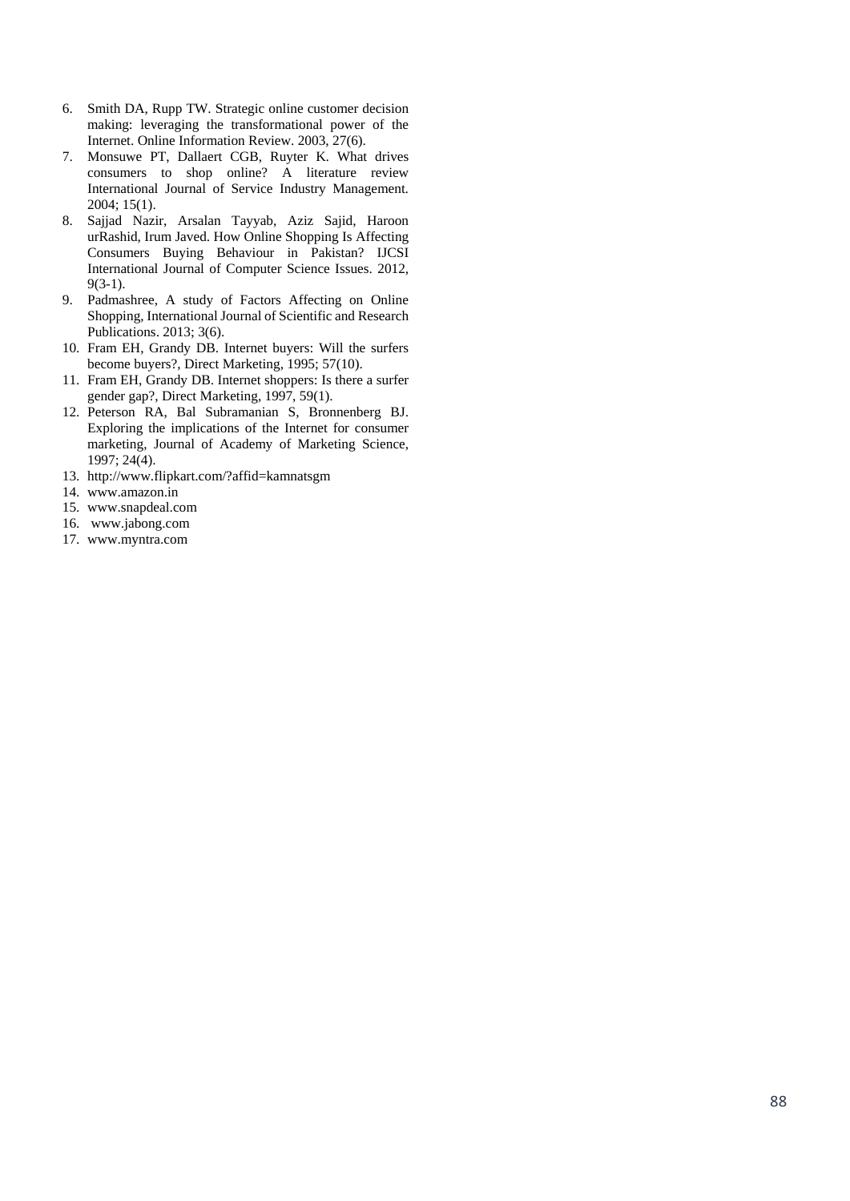6. Smith DA, Rupp TW. Strategic online customer decision making: leveraging the transformational power of the Internet. Online Information Review. 2003, 27(6).
7. Monsuwe PT, Dallaert CGB, Ruyter K. What drives consumers to shop online? A literature review International Journal of Service Industry Management. 2004; 15(1).
8. Sajjad Nazir, Arsalan Tayyab, Aziz Sajid, Haroon urRashid, Irum Javed. How Online Shopping Is Affecting Consumers Buying Behaviour in Pakistan? IJCSI International Journal of Computer Science Issues. 2012, 9(3-1).
9. Padmashree, A study of Factors Affecting on Online Shopping, International Journal of Scientific and Research Publications. 2013; 3(6).
10. Fram EH, Grandy DB. Internet buyers: Will the surfers become buyers?, Direct Marketing, 1995; 57(10).
11. Fram EH, Grandy DB. Internet shoppers: Is there a surfer gender gap?, Direct Marketing, 1997, 59(1).
12. Peterson RA, Bal Subramanian S, Bronnenberg BJ. Exploring the implications of the Internet for consumer marketing, Journal of Academy of Marketing Science, 1997; 24(4).
13. http://www.flipkart.com/?affid=kamnatsgm
14. www.amazon.in
15. www.snapdeal.com
16. www.jabong.com
17. www.myntra.com